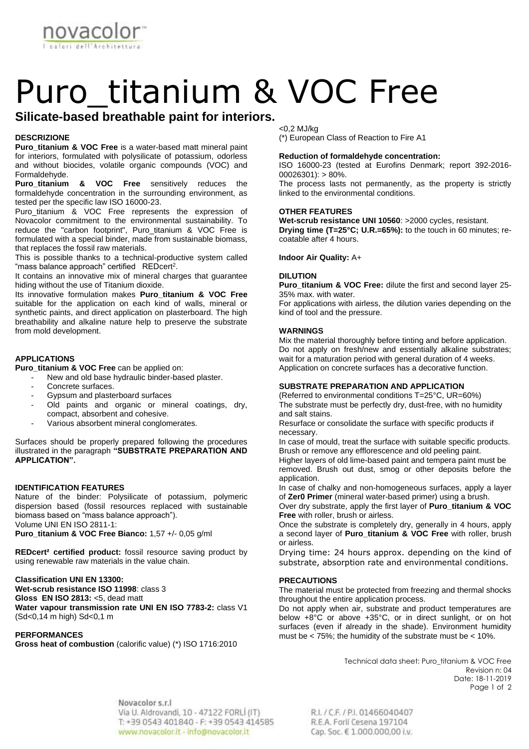# Puro_titanium & VOC Free

## Silicate-based breathable paint for interiors.

### DESCRIZIONE

**Puro_titanium & VOC Free** is a water-based matt mineral paint for interiors, formulated with polysilicate of potassium, odorless and without biocides, volatile organic compounds (VOC) and Formaldehyde.

**Puro_titanium & VOC Free** sensitively reduces the formaldehyde concentration in the surrounding environment, as tested per the specific law ISO 16000-23.

Puro_titanium & VOC Free represents the expression of Novacolor commitment to the environmental sustainability. To reduce the "carbon footprint", Puro_titanium & VOC Free is formulated with a special binder, made from sustainable biomass, that replaces the fossil raw materials.

This is possible thanks to a technical-productive system called "mass balance approach" certified REDcert².

It contains an innovative mix of mineral charges that guarantee hiding without the use of Titanium dioxide.

Its innovative formulation makes **Puro_titanium & VOC Free** suitable for the application on each kind of walls, mineral or synthetic paints, and direct application on plasterboard. The high breathability and alkaline nature help to preserve the substrate from mold development.

### APPLICATIONS

**Puro_titanium & VOC Free** can be applied on:

- New and old base hydraulic binder-based plaster.
- Concrete surfaces.
- Gypsum and plasterboard surfaces
- Old paints and organic or mineral coatings, dry, compact, absorbent and cohesive.
- Various absorbent mineral conglomerates.

Surfaces should be properly prepared following the procedures illustrated in the paragraph **"SUBSTRATE PREPARATION AND APPLICATION".**

### IDENTIFICATION FEATURES

Nature of the binder: Polysilicate of potassium, polymeric dispersion based (fossil resources replaced with sustainable biomass based on "mass balance approach").

Volume UNI EN ISO 2811-1:

**Puro_titanium & VOC Free Bianco:** 1,57 +/- 0,05 g/ml

**REDcert² certified product:** fossil resource saving product by using renewable raw materials in the value chain.

**Classification UNI EN 13300:**

**Wet-scrub resistance ISO 11998**: class 3

**Gloss EN ISO 2813:** <5, dead matt

**Water vapour transmission rate UNI EN ISO 7783-2:** class V1 (Sd<0,14 m high) Sd<0,1 m

### PERFORMANCES

**Gross heat of combustion** (calorific value) (*) ISO 1716:2010 <0,2 MJ/kg

(*) European Class of Reaction to Fire A1

**Reduction of formaldehyde concentration:**

ISO 16000-23 (tested at Eurofins Denmark; report 392-2016-00026301): > 80%.

The process lasts not permanently, as the property is strictly linked to the environmental conditions.

### OTHER FEATURES

**Wet-scrub resistance UNI 10560**: >2000 cycles, resistant.

**Drying time (T=25°C; U.R.=65%):** to the touch in 60 minutes; re-coatable after 4 hours.

**Indoor Air Quality:** A+

### DILUTION

**Puro_titanium & VOC Free:** dilute the first and second layer 25-35% max. with water.

For applications with airless, the dilution varies depending on the kind of tool and the pressure.

### WARNINGS

Mix the material thoroughly before tinting and before application.

Do not apply on fresh/new and essentially alkaline substrates; wait for a maturation period with general duration of 4 weeks.

Application on concrete surfaces has a decorative function.

### SUBSTRATE PREPARATION AND APPLICATION

(Referred to environmental conditions T=25°C, UR=60%)

The substrate must be perfectly dry, dust-free, with no humidity and salt stains.

Resurface or consolidate the surface with specific products if necessary.

In case of mould, treat the surface with suitable specific products.

Brush or remove any efflorescence and old peeling paint.

Higher layers of old lime-based paint and tempera paint must be removed. Brush out dust, smog or other deposits before the application.

In case of chalky and non-homogeneous surfaces, apply a layer of **Zer0 Primer** (mineral water-based primer) using a brush.

Over dry substrate, apply the first layer of **Puro_titanium & VOC Free** with roller, brush or airless.

Once the substrate is completely dry, generally in 4 hours, apply a second layer of **Puro_titanium & VOC Free** with roller, brush or airless.

Drying time: 24 hours approx. depending on the kind of substrate, absorption rate and environmental conditions.

### PRECAUTIONS

The material must be protected from freezing and thermal shocks throughout the entire application process.

Do not apply when air, substrate and product temperatures are below +8°C or above +35°C, or in direct sunlight, or on hot surfaces (even if already in the shade). Environment humidity must be < 75%; the humidity of the substrate must be < 10%.

Technical data sheet: Puro_titanium & VOC Free
Revision n: 04
Date: 18-11-2019

Novacolor s.r.l
Via U. Aldrovandi, 10 - 47122 FORLÌ (IT)
T: +39 0543 401840 - F: +39 0543 414585
www.novacolor.it - info@novacolor.it

R.I. / C.F. / P.I. 01466040407
R.E.A. Forlì Cesena 197104
Cap. Soc. € 1.000.000,00 i.v.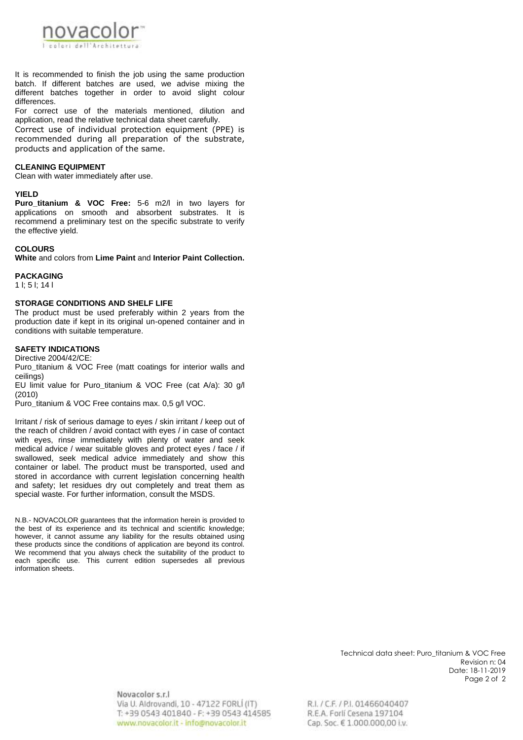It is recommended to finish the job using the same production batch. If different batches are used, we advise mixing the different batches together in order to avoid slight colour differences.

For correct use of the materials mentioned, dilution and application, read the relative technical data sheet carefully.

Correct use of individual protection equipment (PPE) is recommended during all preparation of the substrate, products and application of the same.

**CLEANING EQUIPMENT**

Clean with water immediately after use.

**YIELD**

**Puro_titanium & VOC Free:** 5-6 m2/l in two layers for applications on smooth and absorbent substrates. It is recommend a preliminary test on the specific substrate to verify the effective yield.

**COLOURS**

**White** and colors from **Lime Paint** and **Interior Paint Collection.**

**PACKAGING**

1 l; 5 l; 14 l

**STORAGE CONDITIONS AND SHELF LIFE**

The product must be used preferably within 2 years from the production date if kept in its original un-opened container and in conditions with suitable temperature.

**SAFETY INDICATIONS**

Directive 2004/42/CE:

Puro_titanium & VOC Free (matt coatings for interior walls and ceilings)

EU limit value for Puro_titanium & VOC Free (cat A/a): 30 g/l (2010)

Puro_titanium & VOC Free contains max. 0,5 g/l VOC.

Irritant / risk of serious damage to eyes / skin irritant / keep out of the reach of children / avoid contact with eyes / in case of contact with eyes, rinse immediately with plenty of water and seek medical advice / wear suitable gloves and protect eyes / face / if swallowed, seek medical advice immediately and show this container or label. The product must be transported, used and stored in accordance with current legislation concerning health and safety; let residues dry out completely and treat them as special waste. For further information, consult the MSDS.

N.B.- NOVACOLOR guarantees that the information herein is provided to the best of its experience and its technical and scientific knowledge; however, it cannot assume any liability for the results obtained using these products since the conditions of application are beyond its control. We recommend that you always check the suitability of the product to each specific use. This current edition supersedes all previous information sheets.